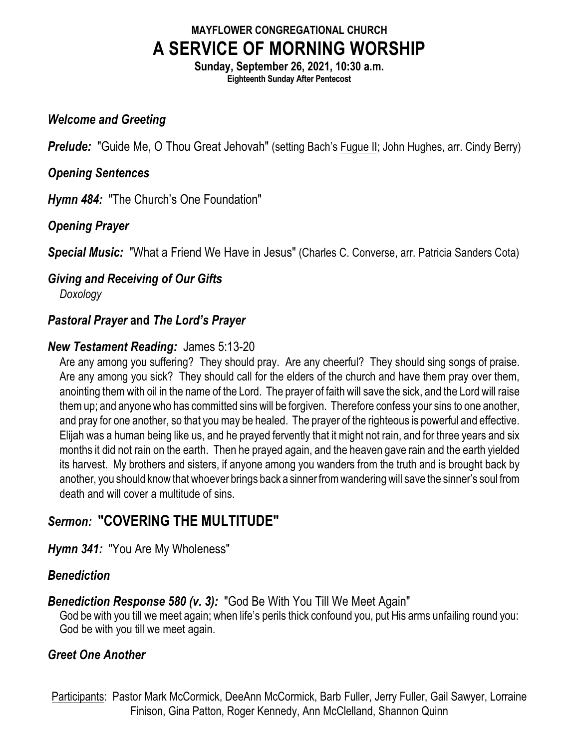**MAYFLOWER CONGREGATIONAL CHURCH**

# A SERVICE OF MORNING WORSHIP

**Sunday, September 26, 2021, 10:30 a.m.**
**Eighteenth Sunday After Pentecost**

***Welcome and Greeting***

***Prelude:*** "Guide Me, O Thou Great Jehovah" (setting Bach's Fugue II; John Hughes, arr. Cindy Berry)

***Opening Sentences***

***Hymn 484:*** "The Church's One Foundation"

***Opening Prayer***

***Special Music:*** "What a Friend We Have in Jesus" (Charles C. Converse, arr. Patricia Sanders Cota)

***Giving and Receiving of Our Gifts***
*Doxology*

***Pastoral Prayer* and *The Lord's Prayer***

***New Testament Reading:*** James 5:13-20

Are any among you suffering? They should pray. Are any cheerful? They should sing songs of praise. Are any among you sick? They should call for the elders of the church and have them pray over them, anointing them with oil in the name of the Lord. The prayer of faith will save the sick, and the Lord will raise them up; and anyone who has committed sins will be forgiven. Therefore confess your sins to one another, and pray for one another, so that you may be healed. The prayer of the righteous is powerful and effective. Elijah was a human being like us, and he prayed fervently that it might not rain, and for three years and six months it did not rain on the earth. Then he prayed again, and the heaven gave rain and the earth yielded its harvest. My brothers and sisters, if anyone among you wanders from the truth and is brought back by another, you should know that whoever brings back a sinner from wandering will save the sinner's soul from death and will cover a multitude of sins.

## *Sermon:* "COVERING THE MULTITUDE"

***Hymn 341:*** "You Are My Wholeness"

***Benediction***

***Benediction Response 580 (v. 3):*** "God Be With You Till We Meet Again"

God be with you till we meet again; when life's perils thick confound you, put His arms unfailing round you: God be with you till we meet again.

***Greet One Another***

Participants: Pastor Mark McCormick, DeeAnn McCormick, Barb Fuller, Jerry Fuller, Gail Sawyer, Lorraine Finison, Gina Patton, Roger Kennedy, Ann McClelland, Shannon Quinn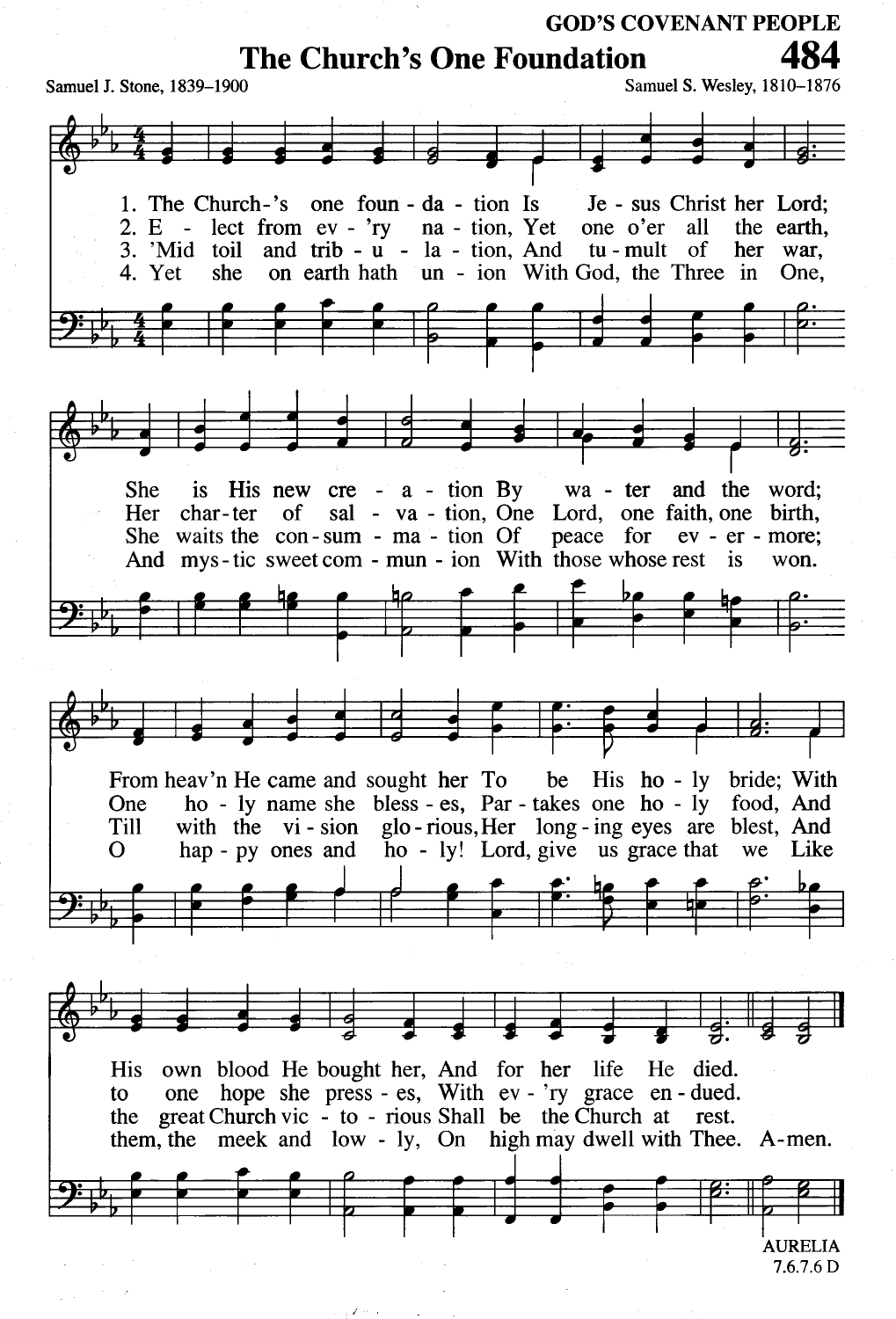GOD'S COVENANT PEOPLE

# The Church's One Foundation

484

Samuel J. Stone, 1839–1900

Samuel S. Wesley, 1810–1876

1. The Church's one foundation Is Jesus Christ her Lord;
She is His new creation By water and the word;
From heav'n He came and sought her To be His holy bride;
With His own blood He bought her, And for her life He died.

2. Elect from ev'ry nation, Yet one o'er all the earth,
Her charter of salvation, One Lord, one faith, one birth,
One holy name she blesses, Partakes one holy food,
And to one hope she presses, With ev'ry grace endued.

3. 'Mid toil and tribulation, And tumult of her war,
She waits the consummation Of peace for evermore;
Till with the vision glorious, Her longing eyes are blest,
And the great Church victorious Shall be the Church at rest.

4. Yet she on earth hath union With God, the Three in One,
And mystic sweet communion With those whose rest is won.
O happy ones and holy! Lord, give us grace that we
Like them, the meek and lowly, On high may dwell with Thee. Amen.

AURELIA
7.6.7.6 D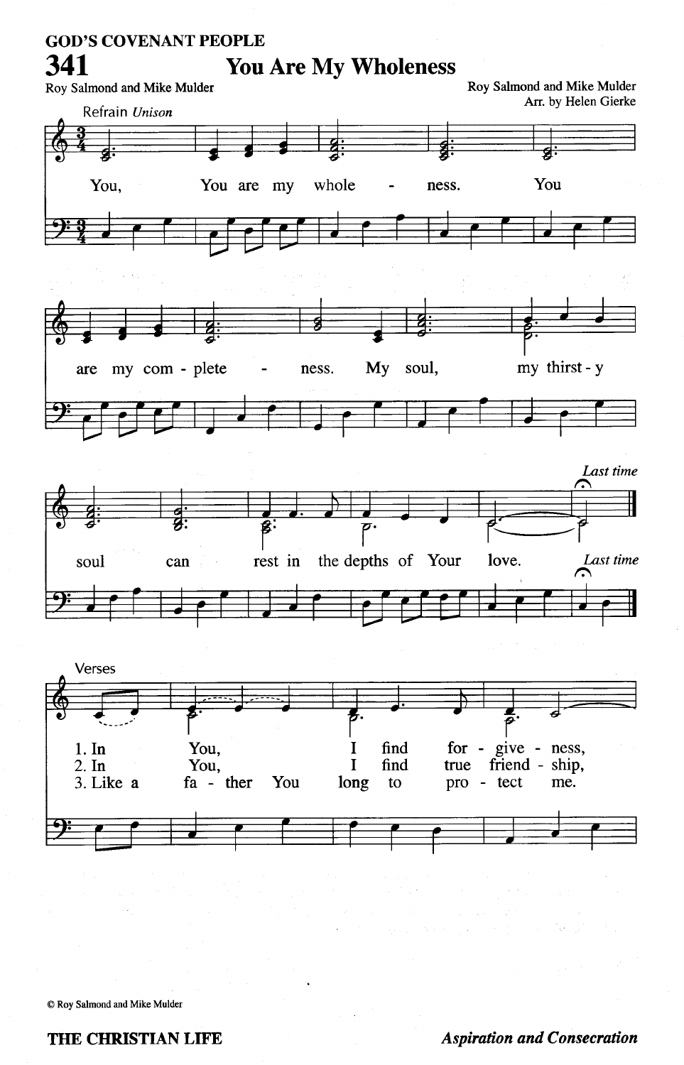GOD'S COVENANT PEOPLE

# 341 You Are My Wholeness

Roy Salmond and Mike Mulder

Roy Salmond and Mike Mulder
Arr. by Helen Gierke

Refrain *Unison*

You, You are my whole - ness. You are my com - plete - ness. My soul, my thirst - y soul can rest in the depths of Your love.

*Last time*

Verses

1. In You, I find for - give - ness,
2. In You, I find true friend - ship,
3. Like a fa - ther You long to pro - tect me.

© Roy Salmond and Mike Mulder

THE CHRISTIAN LIFE

*Aspiration and Consecration*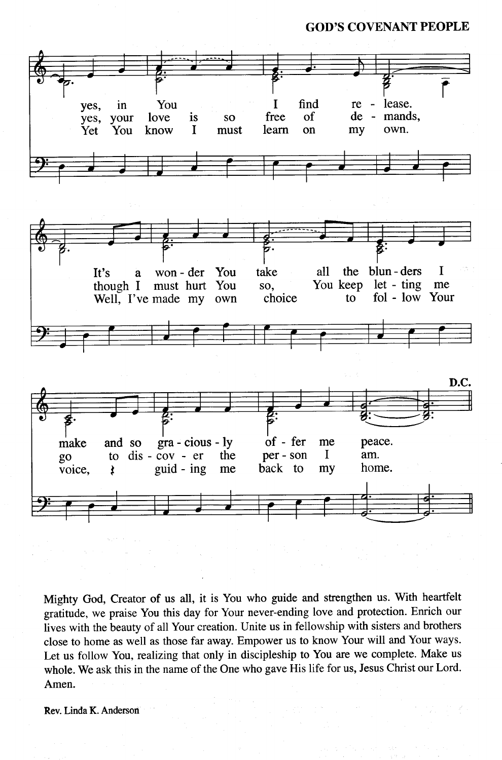yes, in You I find re - lease.
yes, your love is so free of de - mands,
Yet You know I must learn on my own.

It's a won - der You take all the blun - ders I
though I must hurt You so, You keep let - ting me
Well, I've made my own choice to fol - low Your

make and so gra - cious - ly of - fer me peace.
go to dis - cov - er the per - son I am.
voice, guid - ing me back to my home.

D.C.

Mighty God, Creator of us all, it is You who guide and strengthen us. With heartfelt gratitude, we praise You this day for Your never-ending love and protection. Enrich our lives with the beauty of all Your creation. Unite us in fellowship with sisters and brothers close to home as well as those far away. Empower us to know Your will and Your ways. Let us follow You, realizing that only in discipleship to You are we complete. Make us whole. We ask this in the name of the One who gave His life for us, Jesus Christ our Lord. Amen.

Rev. Linda K. Anderson